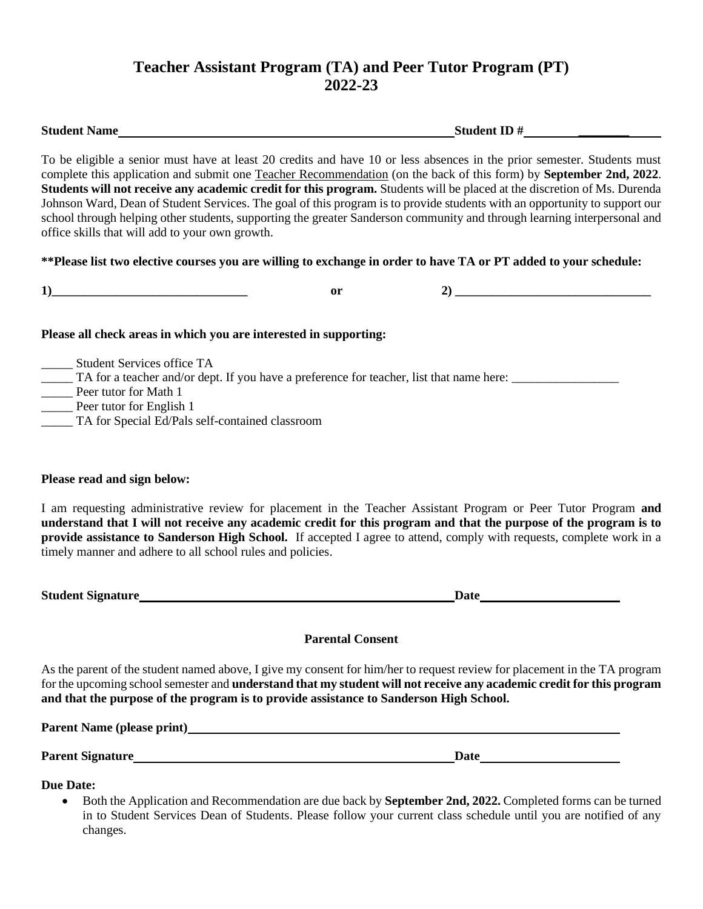# Teacher Assistant Program (TA) and Peer Tutor Program (PT)
# 2022-23

**Student Name**\_\_\_\_\_\_\_\_\_\_\_\_\_\_\_\_\_\_\_\_\_\_\_\_\_\_\_\_\_\_\_\_\_\_\_\_\_\_\_\_\_\_\_\_ **Student ID #**\_\_\_\_\_\_\_\_\_\_\_\_\_\_\_\_\_\_\_\_

To be eligible a senior must have at least 20 credits and have 10 or less absences in the prior semester. Students must complete this application and submit one Teacher Recommendation (on the back of this form) by **September 2nd, 2022**. **Students will not receive any academic credit for this program.** Students will be placed at the discretion of Ms. Durenda Johnson Ward, Dean of Student Services. The goal of this program is to provide students with an opportunity to support our school through helping other students, supporting the greater Sanderson community and through learning interpersonal and office skills that will add to your own growth.

**\*\*Please list two elective courses you are willing to exchange in order to have TA or PT added to your schedule:**

**1)**\_\_\_\_\_\_\_\_\_\_\_\_\_\_\_\_\_\_\_\_\_\_\_\_\_\_\_\_\_\_ **or** **2)** \_\_\_\_\_\_\_\_\_\_\_\_\_\_\_\_\_\_\_\_\_\_\_\_\_\_\_\_\_\_

**Please all check areas in which you are interested in supporting:**

\_\_\_\_\_ Student Services office TA
\_\_\_\_\_ TA for a teacher and/or dept. If you have a preference for teacher, list that name here: \_\_\_\_\_\_\_\_\_\_\_\_\_\_\_\_\_
\_\_\_\_\_ Peer tutor for Math 1
\_\_\_\_\_ Peer tutor for English 1
\_\_\_\_\_ TA for Special Ed/Pals self-contained classroom

**Please read and sign below:**

I am requesting administrative review for placement in the Teacher Assistant Program or Peer Tutor Program **and understand that I will not receive any academic credit for this program and that the purpose of the program is to provide assistance to Sanderson High School.** If accepted I agree to attend, comply with requests, complete work in a timely manner and adhere to all school rules and policies.

**Student Signature**\_\_\_\_\_\_\_\_\_\_\_\_\_\_\_\_\_\_\_\_\_\_\_\_\_\_\_\_\_\_\_\_\_\_\_\_\_\_\_\_ **Date**\_\_\_\_\_\_\_\_\_\_\_\_\_\_\_\_\_\_

**Parental Consent**

As the parent of the student named above, I give my consent for him/her to request review for placement in the TA program for the upcoming school semester and **understand that my student will not receive any academic credit for this program and that the purpose of the program is to provide assistance to Sanderson High School.**

**Parent Name (please print)**\_\_\_\_\_\_\_\_\_\_\_\_\_\_\_\_\_\_\_\_\_\_\_\_\_\_\_\_\_\_\_\_\_\_\_\_\_\_\_\_\_\_\_\_\_\_\_\_\_\_

**Parent Signature**\_\_\_\_\_\_\_\_\_\_\_\_\_\_\_\_\_\_\_\_\_\_\_\_\_\_\_\_\_\_\_\_\_\_\_\_\_\_\_\_ **Date**\_\_\_\_\_\_\_\_\_\_\_\_\_\_\_\_\_\_

**Due Date:**

- Both the Application and Recommendation are due back by **September 2nd, 2022.** Completed forms can be turned in to Student Services Dean of Students. Please follow your current class schedule until you are notified of any changes.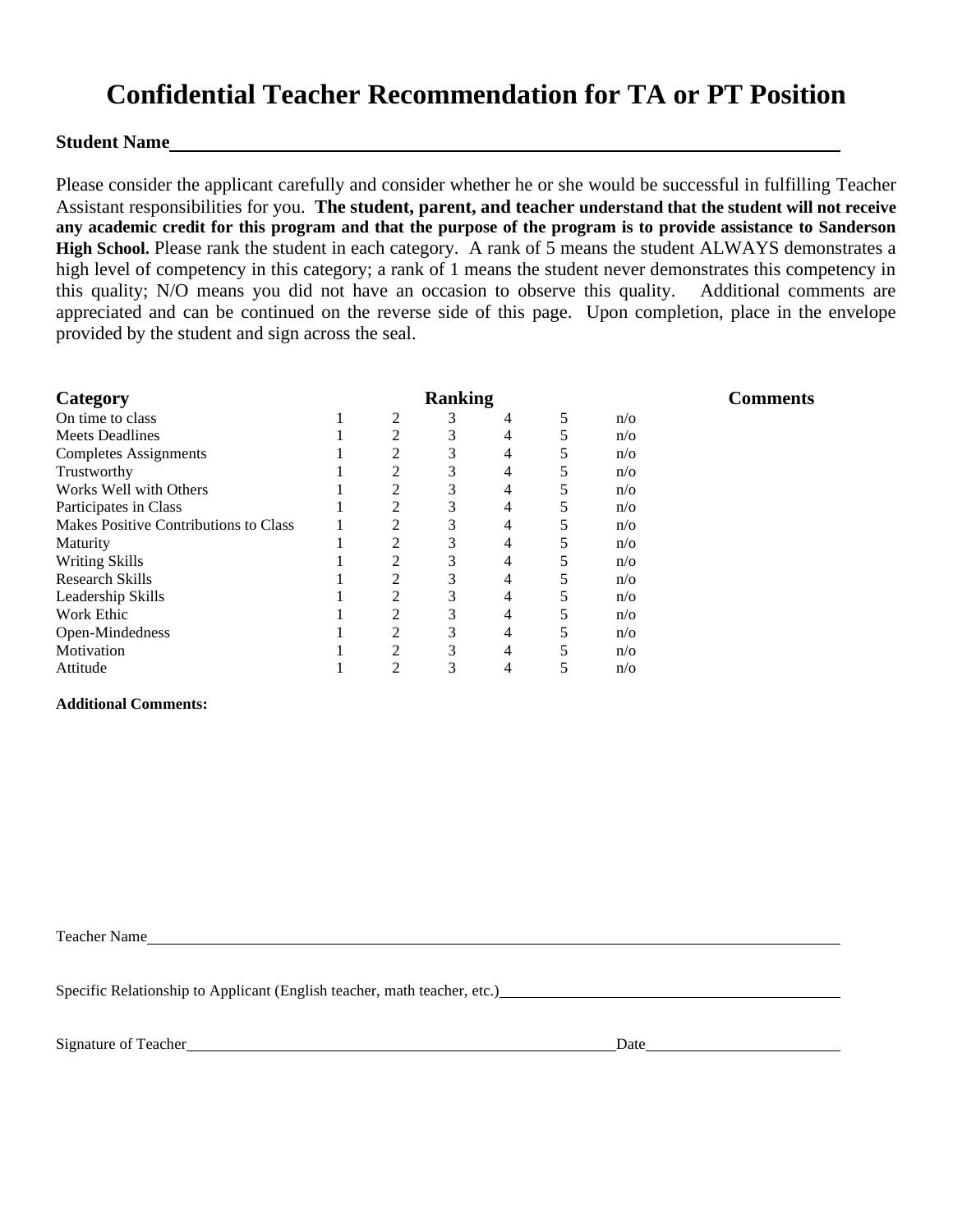# Confidential Teacher Recommendation for TA or PT Position

**Student Name**\_\_\_\_\_\_\_\_\_\_\_\_\_\_\_\_\_\_\_\_\_\_\_\_\_\_\_\_\_\_\_\_\_\_\_\_\_\_\_\_\_\_\_\_\_\_\_\_\_\_\_\_\_\_\_\_\_\_\_\_

Please consider the applicant carefully and consider whether he or she would be successful in fulfilling Teacher Assistant responsibilities for you. **The student, parent, and teacher understand that the student will not receive any academic credit for this program and that the purpose of the program is to provide assistance to Sanderson High School.** Please rank the student in each category. A rank of 5 means the student ALWAYS demonstrates a high level of competency in this category; a rank of 1 means the student never demonstrates this competency in this quality; N/O means you did not have an occasion to observe this quality. Additional comments are appreciated and can be continued on the reverse side of this page. Upon completion, place in the envelope provided by the student and sign across the seal.

| **Category** | | | **Ranking** | | | | **Comments** |
|---|---|---|---|---|---|---|---|
| On time to class | 1 | 2 | 3 | 4 | 5 | n/o | |
| Meets Deadlines | 1 | 2 | 3 | 4 | 5 | n/o | |
| Completes Assignments | 1 | 2 | 3 | 4 | 5 | n/o | |
| Trustworthy | 1 | 2 | 3 | 4 | 5 | n/o | |
| Works Well with Others | 1 | 2 | 3 | 4 | 5 | n/o | |
| Participates in Class | 1 | 2 | 3 | 4 | 5 | n/o | |
| Makes Positive Contributions to Class | 1 | 2 | 3 | 4 | 5 | n/o | |
| Maturity | 1 | 2 | 3 | 4 | 5 | n/o | |
| Writing Skills | 1 | 2 | 3 | 4 | 5 | n/o | |
| Research Skills | 1 | 2 | 3 | 4 | 5 | n/o | |
| Leadership Skills | 1 | 2 | 3 | 4 | 5 | n/o | |
| Work Ethic | 1 | 2 | 3 | 4 | 5 | n/o | |
| Open-Mindedness | 1 | 2 | 3 | 4 | 5 | n/o | |
| Motivation | 1 | 2 | 3 | 4 | 5 | n/o | |
| Attitude | 1 | 2 | 3 | 4 | 5 | n/o | |

**Additional Comments:**

Teacher Name\_\_\_\_\_\_\_\_\_\_\_\_\_\_\_\_\_\_\_\_\_\_\_\_\_\_\_\_\_\_\_\_\_\_\_\_\_\_\_\_\_\_\_\_\_\_\_\_\_\_\_\_\_\_\_\_\_\_\_\_

Specific Relationship to Applicant (English teacher, math teacher, etc.)\_\_\_\_\_\_\_\_\_\_\_\_\_\_\_\_\_\_\_\_\_\_\_\_\_\_\_\_\_\_\_\_

Signature of Teacher\_\_\_\_\_\_\_\_\_\_\_\_\_\_\_\_\_\_\_\_\_\_\_\_\_\_\_\_\_\_\_\_\_\_\_\_\_\_\_\_Date\_\_\_\_\_\_\_\_\_\_\_\_\_\_\_\_\_\_\_\_